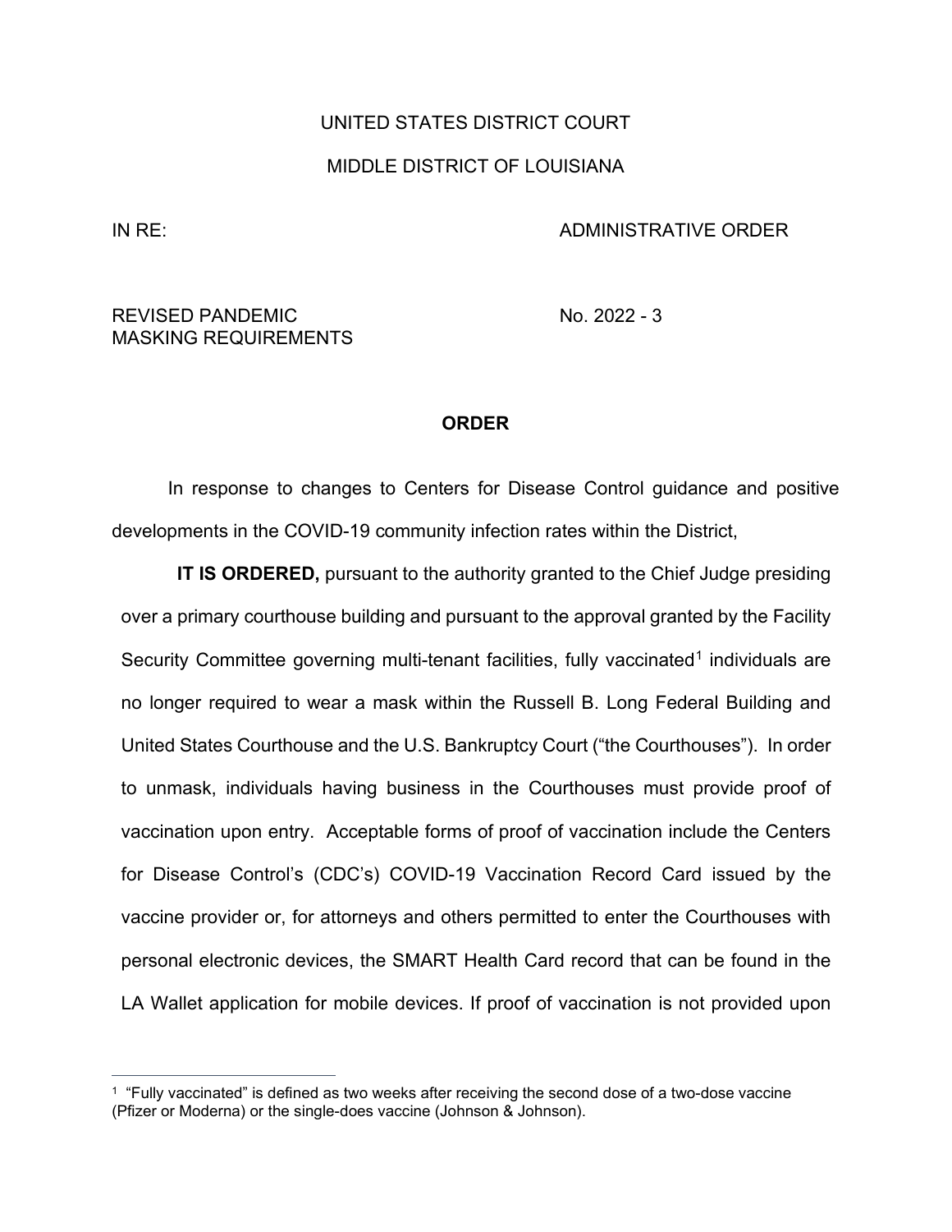UNITED STATES DISTRICT COURT

MIDDLE DISTRICT OF LOUISIANA

IN RE: ADMINISTRATIVE ORDER

REVISED PANDEMIC MASKING REQUIREMENTS No. 2022 - 3

**ORDER**

In response to changes to Centers for Disease Control guidance and positive developments in the COVID-19 community infection rates within the District,

**IT IS ORDERED,** pursuant to the authority granted to the Chief Judge presiding over a primary courthouse building and pursuant to the approval granted by the Facility Security Committee governing multi-tenant facilities, fully vaccinated[1] individuals are no longer required to wear a mask within the Russell B. Long Federal Building and United States Courthouse and the U.S. Bankruptcy Court ("the Courthouses"). In order to unmask, individuals having business in the Courthouses must provide proof of vaccination upon entry. Acceptable forms of proof of vaccination include the Centers for Disease Control's (CDC's) COVID-19 Vaccination Record Card issued by the vaccine provider or, for attorneys and others permitted to enter the Courthouses with personal electronic devices, the SMART Health Card record that can be found in the LA Wallet application for mobile devices. If proof of vaccination is not provided upon

[1] "Fully vaccinated" is defined as two weeks after receiving the second dose of a two-dose vaccine (Pfizer or Moderna) or the single-does vaccine (Johnson & Johnson).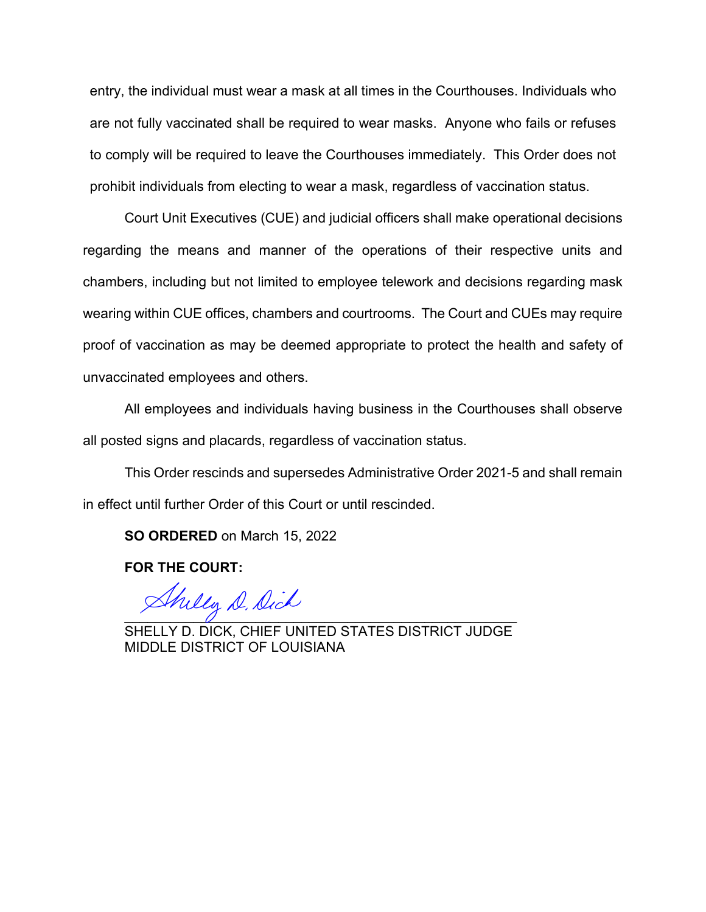entry, the individual must wear a mask at all times in the Courthouses. Individuals who are not fully vaccinated shall be required to wear masks. Anyone who fails or refuses to comply will be required to leave the Courthouses immediately. This Order does not prohibit individuals from electing to wear a mask, regardless of vaccination status.

Court Unit Executives (CUE) and judicial officers shall make operational decisions regarding the means and manner of the operations of their respective units and chambers, including but not limited to employee telework and decisions regarding mask wearing within CUE offices, chambers and courtrooms. The Court and CUEs may require proof of vaccination as may be deemed appropriate to protect the health and safety of unvaccinated employees and others.

All employees and individuals having business in the Courthouses shall observe all posted signs and placards, regardless of vaccination status.

This Order rescinds and supersedes Administrative Order 2021-5 and shall remain in effect until further Order of this Court or until rescinded.

**SO ORDERED** on March 15, 2022

**FOR THE COURT:**

Shelly D. Dick
______________________________________

SHELLY D. DICK, CHIEF UNITED STATES DISTRICT JUDGE
MIDDLE DISTRICT OF LOUISIANA